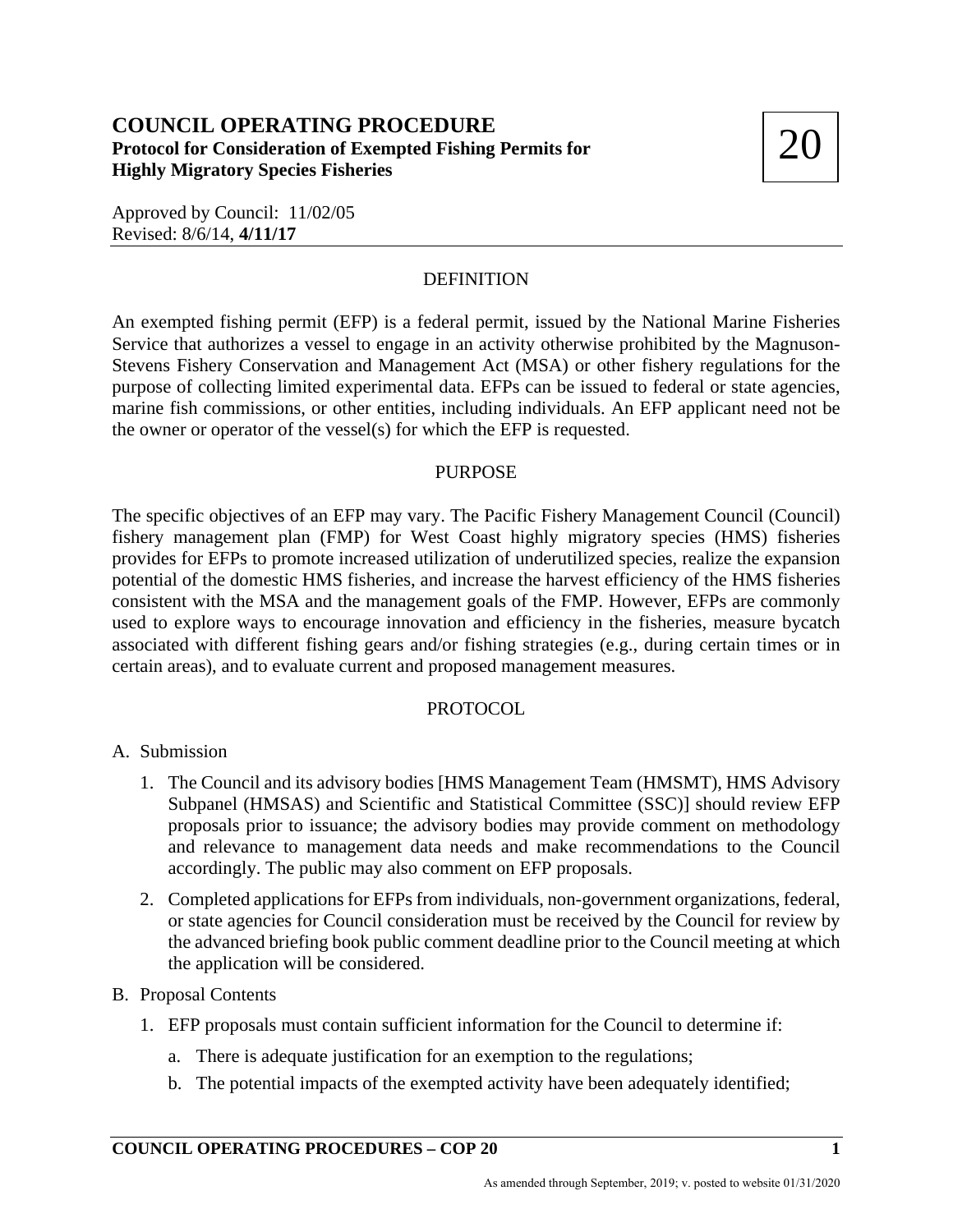# COUNCIL OPERATING PROCEDURE

**Protocol for Consideration of Exempted Fishing Permits for Highly Migratory Species Fisheries**

20

Approved by Council: 11/02/05
Revised: 8/6/14, **4/11/17**

## DEFINITION

An exempted fishing permit (EFP) is a federal permit, issued by the National Marine Fisheries Service that authorizes a vessel to engage in an activity otherwise prohibited by the Magnuson-Stevens Fishery Conservation and Management Act (MSA) or other fishery regulations for the purpose of collecting limited experimental data. EFPs can be issued to federal or state agencies, marine fish commissions, or other entities, including individuals. An EFP applicant need not be the owner or operator of the vessel(s) for which the EFP is requested.

## PURPOSE

The specific objectives of an EFP may vary. The Pacific Fishery Management Council (Council) fishery management plan (FMP) for West Coast highly migratory species (HMS) fisheries provides for EFPs to promote increased utilization of underutilized species, realize the expansion potential of the domestic HMS fisheries, and increase the harvest efficiency of the HMS fisheries consistent with the MSA and the management goals of the FMP. However, EFPs are commonly used to explore ways to encourage innovation and efficiency in the fisheries, measure bycatch associated with different fishing gears and/or fishing strategies (e.g., during certain times or in certain areas), and to evaluate current and proposed management measures.

## PROTOCOL

A. Submission

1. The Council and its advisory bodies [HMS Management Team (HMSMT), HMS Advisory Subpanel (HMSAS) and Scientific and Statistical Committee (SSC)] should review EFP proposals prior to issuance; the advisory bodies may provide comment on methodology and relevance to management data needs and make recommendations to the Council accordingly. The public may also comment on EFP proposals.
2. Completed applications for EFPs from individuals, non-government organizations, federal, or state agencies for Council consideration must be received by the Council for review by the advanced briefing book public comment deadline prior to the Council meeting at which the application will be considered.

B. Proposal Contents

1. EFP proposals must contain sufficient information for the Council to determine if:
   a. There is adequate justification for an exemption to the regulations;
   b. The potential impacts of the exempted activity have been adequately identified;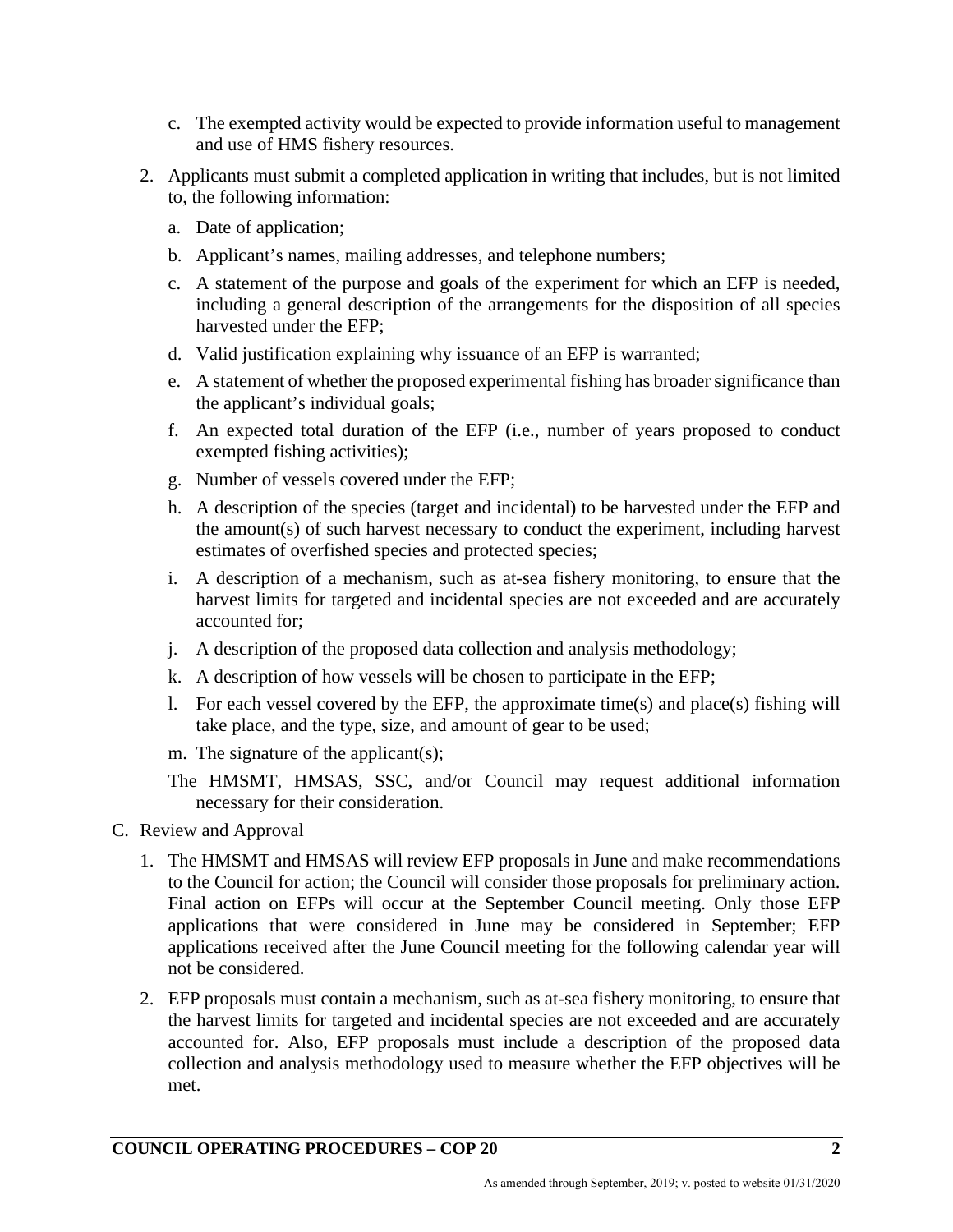c. The exempted activity would be expected to provide information useful to management and use of HMS fishery resources.

2. Applicants must submit a completed application in writing that includes, but is not limited to, the following information:

   a. Date of application;

   b. Applicant's names, mailing addresses, and telephone numbers;

   c. A statement of the purpose and goals of the experiment for which an EFP is needed, including a general description of the arrangements for the disposition of all species harvested under the EFP;

   d. Valid justification explaining why issuance of an EFP is warranted;

   e. A statement of whether the proposed experimental fishing has broader significance than the applicant's individual goals;

   f. An expected total duration of the EFP (i.e., number of years proposed to conduct exempted fishing activities);

   g. Number of vessels covered under the EFP;

   h. A description of the species (target and incidental) to be harvested under the EFP and the amount(s) of such harvest necessary to conduct the experiment, including harvest estimates of overfished species and protected species;

   i. A description of a mechanism, such as at-sea fishery monitoring, to ensure that the harvest limits for targeted and incidental species are not exceeded and are accurately accounted for;

   j. A description of the proposed data collection and analysis methodology;

   k. A description of how vessels will be chosen to participate in the EFP;

   l. For each vessel covered by the EFP, the approximate time(s) and place(s) fishing will take place, and the type, size, and amount of gear to be used;

   m. The signature of the applicant(s);

   The HMSMT, HMSAS, SSC, and/or Council may request additional information necessary for their consideration.

C. Review and Approval

1. The HMSMT and HMSAS will review EFP proposals in June and make recommendations to the Council for action; the Council will consider those proposals for preliminary action. Final action on EFPs will occur at the September Council meeting. Only those EFP applications that were considered in June may be considered in September; EFP applications received after the June Council meeting for the following calendar year will not be considered.

2. EFP proposals must contain a mechanism, such as at-sea fishery monitoring, to ensure that the harvest limits for targeted and incidental species are not exceeded and are accurately accounted for. Also, EFP proposals must include a description of the proposed data collection and analysis methodology used to measure whether the EFP objectives will be met.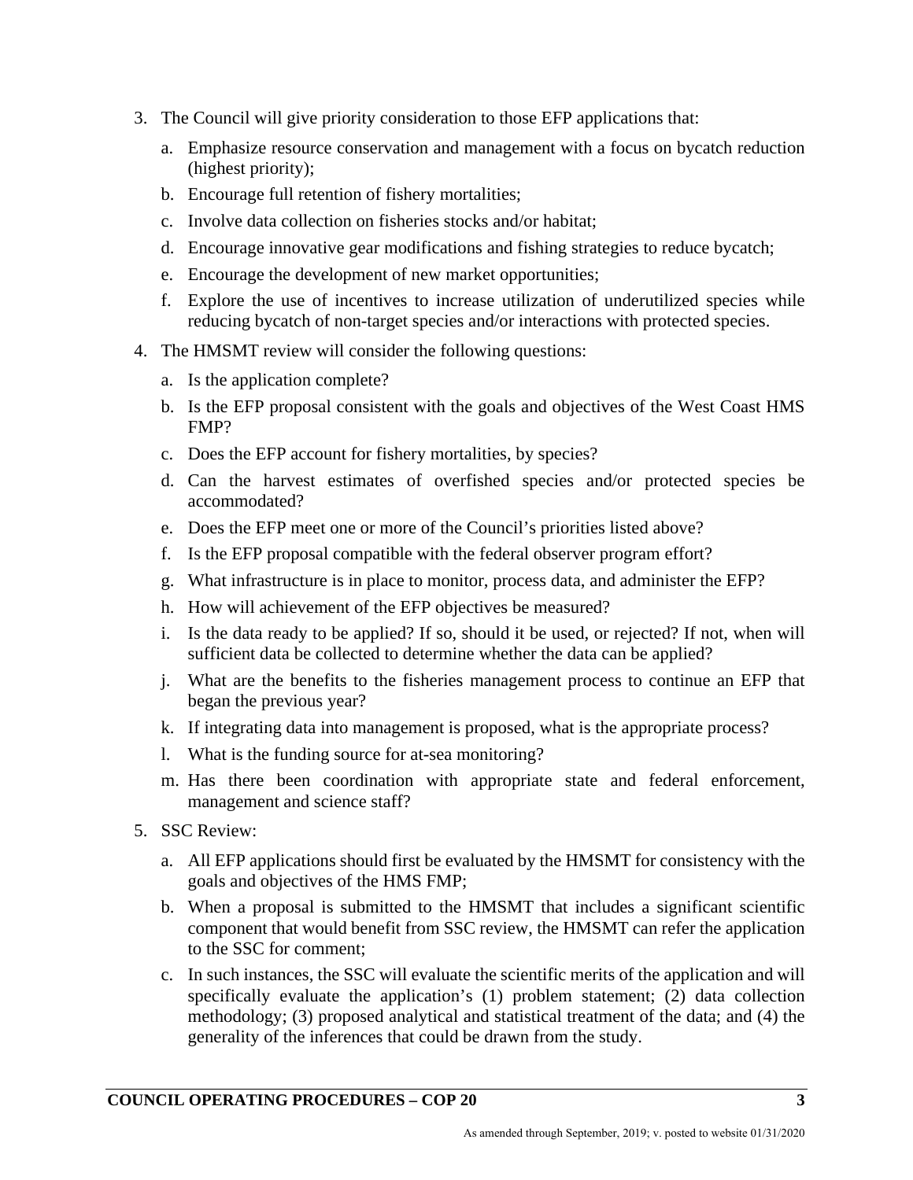3. The Council will give priority consideration to those EFP applications that:
   a. Emphasize resource conservation and management with a focus on bycatch reduction (highest priority);
   b. Encourage full retention of fishery mortalities;
   c. Involve data collection on fisheries stocks and/or habitat;
   d. Encourage innovative gear modifications and fishing strategies to reduce bycatch;
   e. Encourage the development of new market opportunities;
   f. Explore the use of incentives to increase utilization of underutilized species while reducing bycatch of non-target species and/or interactions with protected species.
4. The HMSMT review will consider the following questions:
   a. Is the application complete?
   b. Is the EFP proposal consistent with the goals and objectives of the West Coast HMS FMP?
   c. Does the EFP account for fishery mortalities, by species?
   d. Can the harvest estimates of overfished species and/or protected species be accommodated?
   e. Does the EFP meet one or more of the Council's priorities listed above?
   f. Is the EFP proposal compatible with the federal observer program effort?
   g. What infrastructure is in place to monitor, process data, and administer the EFP?
   h. How will achievement of the EFP objectives be measured?
   i. Is the data ready to be applied? If so, should it be used, or rejected? If not, when will sufficient data be collected to determine whether the data can be applied?
   j. What are the benefits to the fisheries management process to continue an EFP that began the previous year?
   k. If integrating data into management is proposed, what is the appropriate process?
   l. What is the funding source for at-sea monitoring?
   m. Has there been coordination with appropriate state and federal enforcement, management and science staff?
5. SSC Review:
   a. All EFP applications should first be evaluated by the HMSMT for consistency with the goals and objectives of the HMS FMP;
   b. When a proposal is submitted to the HMSMT that includes a significant scientific component that would benefit from SSC review, the HMSMT can refer the application to the SSC for comment;
   c. In such instances, the SSC will evaluate the scientific merits of the application and will specifically evaluate the application's (1) problem statement; (2) data collection methodology; (3) proposed analytical and statistical treatment of the data; and (4) the generality of the inferences that could be drawn from the study.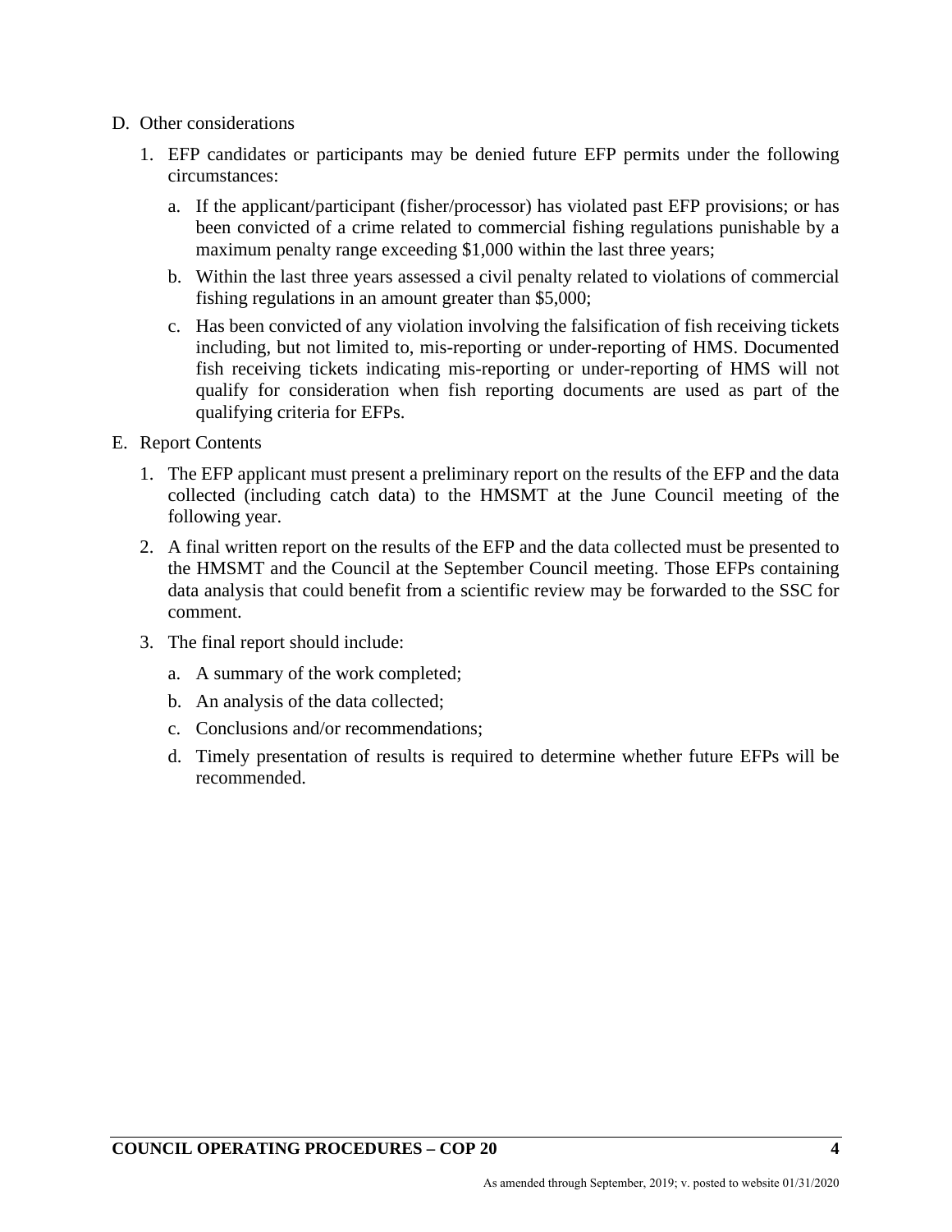D. Other considerations

1. EFP candidates or participants may be denied future EFP permits under the following circumstances:

    a. If the applicant/participant (fisher/processor) has violated past EFP provisions; or has been convicted of a crime related to commercial fishing regulations punishable by a maximum penalty range exceeding $1,000 within the last three years;

    b. Within the last three years assessed a civil penalty related to violations of commercial fishing regulations in an amount greater than $5,000;

    c. Has been convicted of any violation involving the falsification of fish receiving tickets including, but not limited to, mis-reporting or under-reporting of HMS. Documented fish receiving tickets indicating mis-reporting or under-reporting of HMS will not qualify for consideration when fish reporting documents are used as part of the qualifying criteria for EFPs.

E. Report Contents

1. The EFP applicant must present a preliminary report on the results of the EFP and the data collected (including catch data) to the HMSMT at the June Council meeting of the following year.

2. A final written report on the results of the EFP and the data collected must be presented to the HMSMT and the Council at the September Council meeting. Those EFPs containing data analysis that could benefit from a scientific review may be forwarded to the SSC for comment.

3. The final report should include:

    a. A summary of the work completed;

    b. An analysis of the data collected;

    c. Conclusions and/or recommendations;

    d. Timely presentation of results is required to determine whether future EFPs will be recommended.